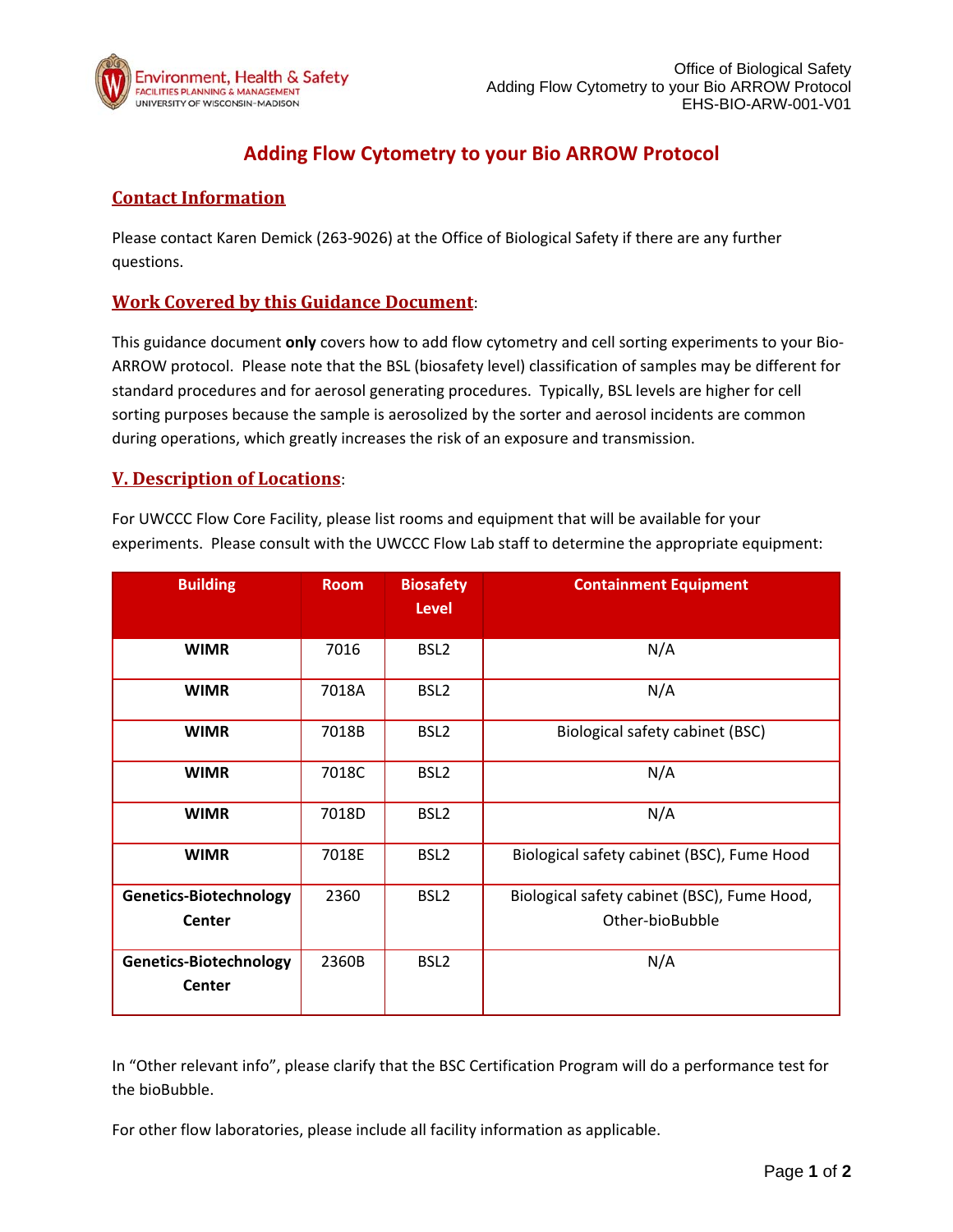# Adding Flow Cytometry to your Bio ARROW Protocol

## Contact Information

Please contact Karen Demick (263-9026) at the Office of Biological Safety if there are any further questions.

## Work Covered by this Guidance Document:

This guidance document **only** covers how to add flow cytometry and cell sorting experiments to your Bio-ARROW protocol. Please note that the BSL (biosafety level) classification of samples may be different for standard procedures and for aerosol generating procedures. Typically, BSL levels are higher for cell sorting purposes because the sample is aerosolized by the sorter and aerosol incidents are common during operations, which greatly increases the risk of an exposure and transmission.

## V. Description of Locations:

For UWCCC Flow Core Facility, please list rooms and equipment that will be available for your experiments. Please consult with the UWCCC Flow Lab staff to determine the appropriate equipment:

| Building | Room | Biosafety Level | Containment Equipment |
|---|---|---|---|
| **WIMR** | 7016 | BSL2 | N/A |
| **WIMR** | 7018A | BSL2 | N/A |
| **WIMR** | 7018B | BSL2 | Biological safety cabinet (BSC) |
| **WIMR** | 7018C | BSL2 | N/A |
| **WIMR** | 7018D | BSL2 | N/A |
| **WIMR** | 7018E | BSL2 | Biological safety cabinet (BSC), Fume Hood |
| **Genetics-Biotechnology Center** | 2360 | BSL2 | Biological safety cabinet (BSC), Fume Hood, Other-bioBubble |
| **Genetics-Biotechnology Center** | 2360B | BSL2 | N/A |

In "Other relevant info", please clarify that the BSC Certification Program will do a performance test for the bioBubble.

For other flow laboratories, please include all facility information as applicable.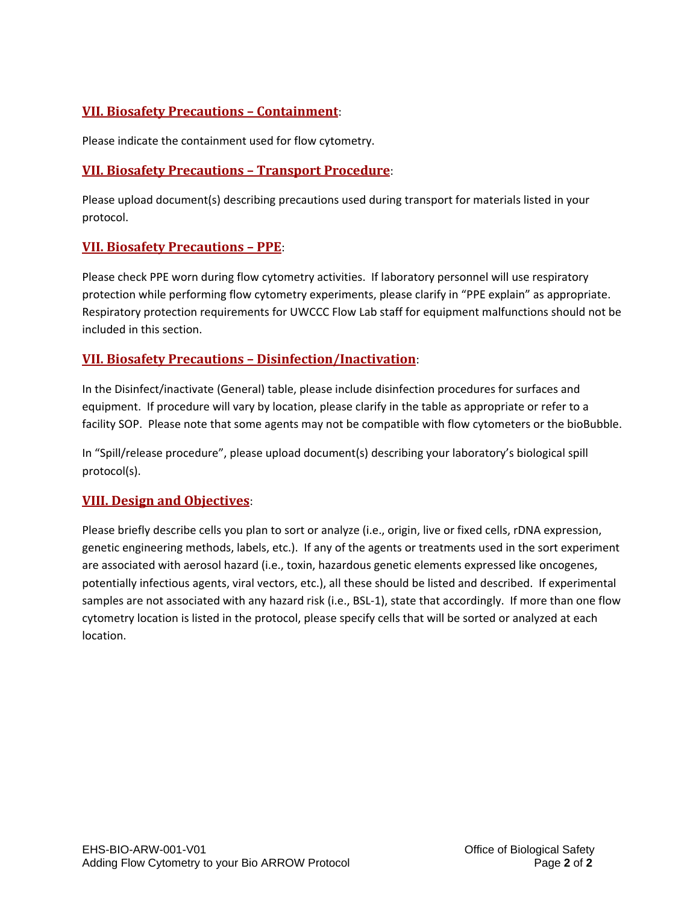## VII. Biosafety Precautions – Containment:

Please indicate the containment used for flow cytometry.

## VII. Biosafety Precautions – Transport Procedure:

Please upload document(s) describing precautions used during transport for materials listed in your protocol.

## VII. Biosafety Precautions – PPE:

Please check PPE worn during flow cytometry activities. If laboratory personnel will use respiratory protection while performing flow cytometry experiments, please clarify in "PPE explain" as appropriate. Respiratory protection requirements for UWCCC Flow Lab staff for equipment malfunctions should not be included in this section.

## VII. Biosafety Precautions – Disinfection/Inactivation:

In the Disinfect/inactivate (General) table, please include disinfection procedures for surfaces and equipment. If procedure will vary by location, please clarify in the table as appropriate or refer to a facility SOP. Please note that some agents may not be compatible with flow cytometers or the bioBubble.

In "Spill/release procedure", please upload document(s) describing your laboratory's biological spill protocol(s).

## VIII. Design and Objectives:

Please briefly describe cells you plan to sort or analyze (i.e., origin, live or fixed cells, rDNA expression, genetic engineering methods, labels, etc.). If any of the agents or treatments used in the sort experiment are associated with aerosol hazard (i.e., toxin, hazardous genetic elements expressed like oncogenes, potentially infectious agents, viral vectors, etc.), all these should be listed and described. If experimental samples are not associated with any hazard risk (i.e., BSL-1), state that accordingly. If more than one flow cytometry location is listed in the protocol, please specify cells that will be sorted or analyzed at each location.